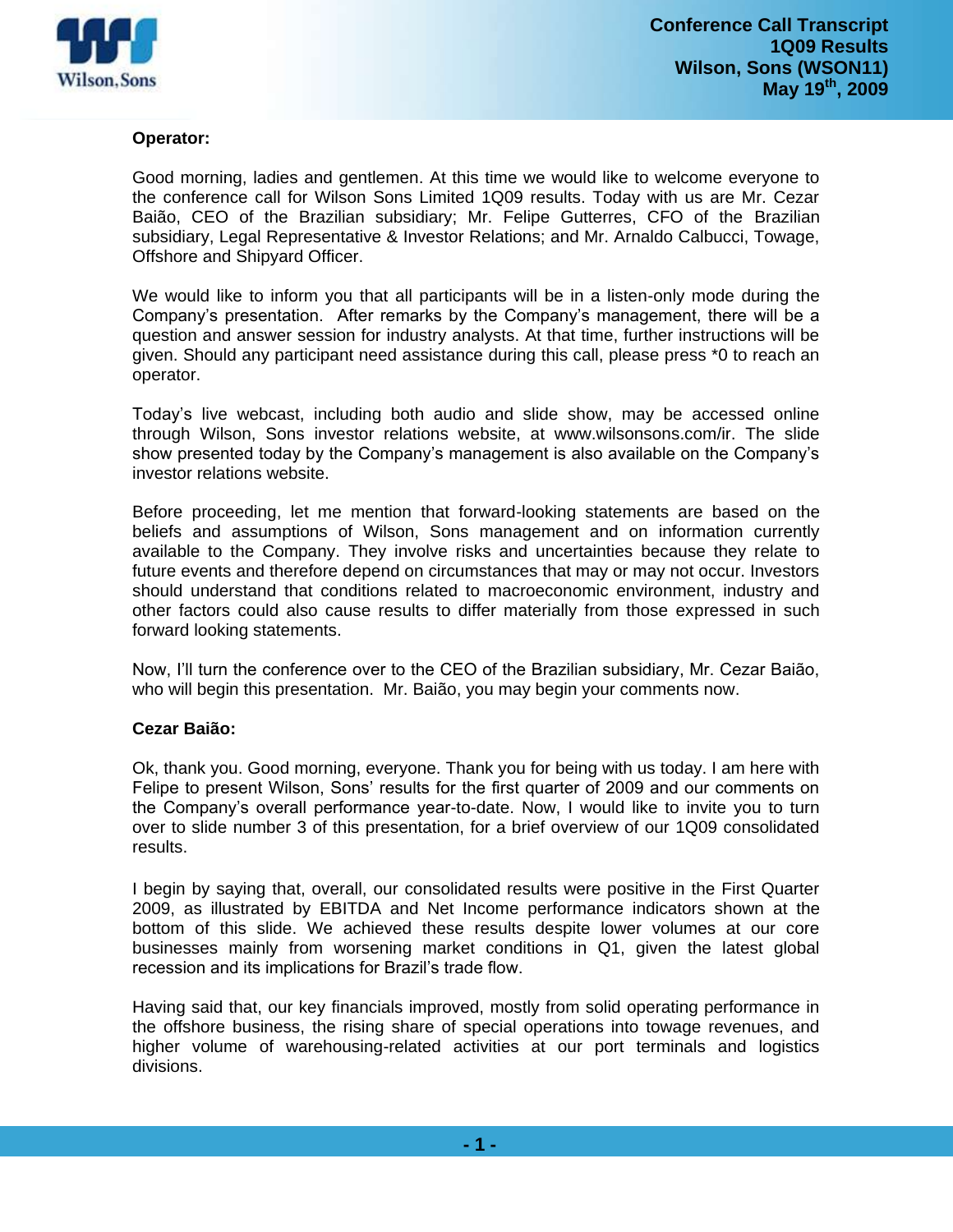**Operator:**

Good morning, ladies and gentlemen. At this time we would like to welcome everyone to the conference call for Wilson Sons Limited 1Q09 results. Today with us are Mr. Cezar Baião, CEO of the Brazilian subsidiary; Mr. Felipe Gutterres, CFO of the Brazilian subsidiary, Legal Representative & Investor Relations; and Mr. Arnaldo Calbucci, Towage, Offshore and Shipyard Officer.

We would like to inform you that all participants will be in a listen-only mode during the Company's presentation. After remarks by the Company's management, there will be a question and answer session for industry analysts. At that time, further instructions will be given. Should any participant need assistance during this call, please press *0 to reach an operator.

Today's live webcast, including both audio and slide show, may be accessed online through Wilson, Sons investor relations website, at www.wilsonsons.com/ir. The slide show presented today by the Company's management is also available on the Company's investor relations website.

Before proceeding, let me mention that forward-looking statements are based on the beliefs and assumptions of Wilson, Sons management and on information currently available to the Company. They involve risks and uncertainties because they relate to future events and therefore depend on circumstances that may or may not occur. Investors should understand that conditions related to macroeconomic environment, industry and other factors could also cause results to differ materially from those expressed in such forward looking statements.

Now, I'll turn the conference over to the CEO of the Brazilian subsidiary, Mr. Cezar Baião, who will begin this presentation. Mr. Baião, you may begin your comments now.

**Cezar Baião:**

Ok, thank you. Good morning, everyone. Thank you for being with us today. I am here with Felipe to present Wilson, Sons' results for the first quarter of 2009 and our comments on the Company's overall performance year-to-date. Now, I would like to invite you to turn over to slide number 3 of this presentation, for a brief overview of our 1Q09 consolidated results.

I begin by saying that, overall, our consolidated results were positive in the First Quarter 2009, as illustrated by EBITDA and Net Income performance indicators shown at the bottom of this slide. We achieved these results despite lower volumes at our core businesses mainly from worsening market conditions in Q1, given the latest global recession and its implications for Brazil's trade flow.

Having said that, our key financials improved, mostly from solid operating performance in the offshore business, the rising share of special operations into towage revenues, and higher volume of warehousing-related activities at our port terminals and logistics divisions.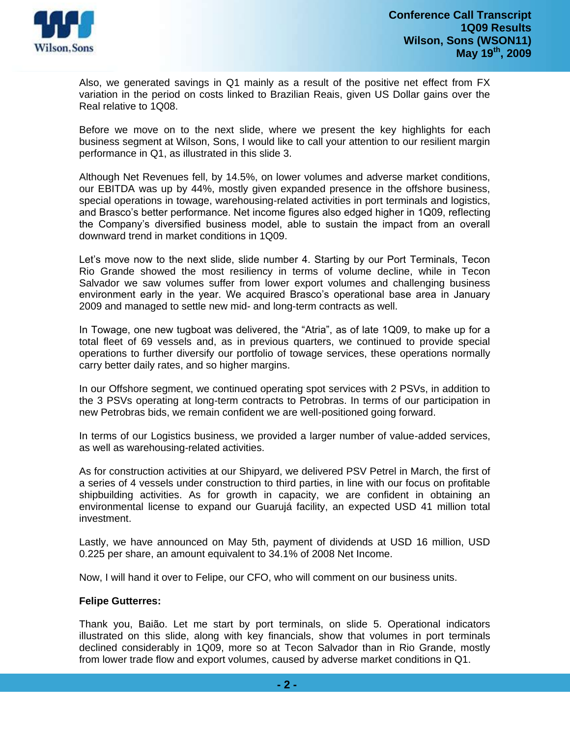Also, we generated savings in Q1 mainly as a result of the positive net effect from FX variation in the period on costs linked to Brazilian Reais, given US Dollar gains over the Real relative to 1Q08.

Before we move on to the next slide, where we present the key highlights for each business segment at Wilson, Sons, I would like to call your attention to our resilient margin performance in Q1, as illustrated in this slide 3.

Although Net Revenues fell, by 14.5%, on lower volumes and adverse market conditions, our EBITDA was up by 44%, mostly given expanded presence in the offshore business, special operations in towage, warehousing-related activities in port terminals and logistics, and Brasco's better performance. Net income figures also edged higher in 1Q09, reflecting the Company's diversified business model, able to sustain the impact from an overall downward trend in market conditions in 1Q09.

Let's move now to the next slide, slide number 4. Starting by our Port Terminals, Tecon Rio Grande showed the most resiliency in terms of volume decline, while in Tecon Salvador we saw volumes suffer from lower export volumes and challenging business environment early in the year. We acquired Brasco's operational base area in January 2009 and managed to settle new mid- and long-term contracts as well.

In Towage, one new tugboat was delivered, the "Atria", as of late 1Q09, to make up for a total fleet of 69 vessels and, as in previous quarters, we continued to provide special operations to further diversify our portfolio of towage services, these operations normally carry better daily rates, and so higher margins.

In our Offshore segment, we continued operating spot services with 2 PSVs, in addition to the 3 PSVs operating at long-term contracts to Petrobras. In terms of our participation in new Petrobras bids, we remain confident we are well-positioned going forward.

In terms of our Logistics business, we provided a larger number of value-added services, as well as warehousing-related activities.

As for construction activities at our Shipyard, we delivered PSV Petrel in March, the first of a series of 4 vessels under construction to third parties, in line with our focus on profitable shipbuilding activities. As for growth in capacity, we are confident in obtaining an environmental license to expand our Guarujá facility, an expected USD 41 million total investment.

Lastly, we have announced on May 5th, payment of dividends at USD 16 million, USD 0.225 per share, an amount equivalent to 34.1% of 2008 Net Income.

Now, I will hand it over to Felipe, our CFO, who will comment on our business units.

**Felipe Gutterres:**

Thank you, Baião. Let me start by port terminals, on slide 5. Operational indicators illustrated on this slide, along with key financials, show that volumes in port terminals declined considerably in 1Q09, more so at Tecon Salvador than in Rio Grande, mostly from lower trade flow and export volumes, caused by adverse market conditions in Q1.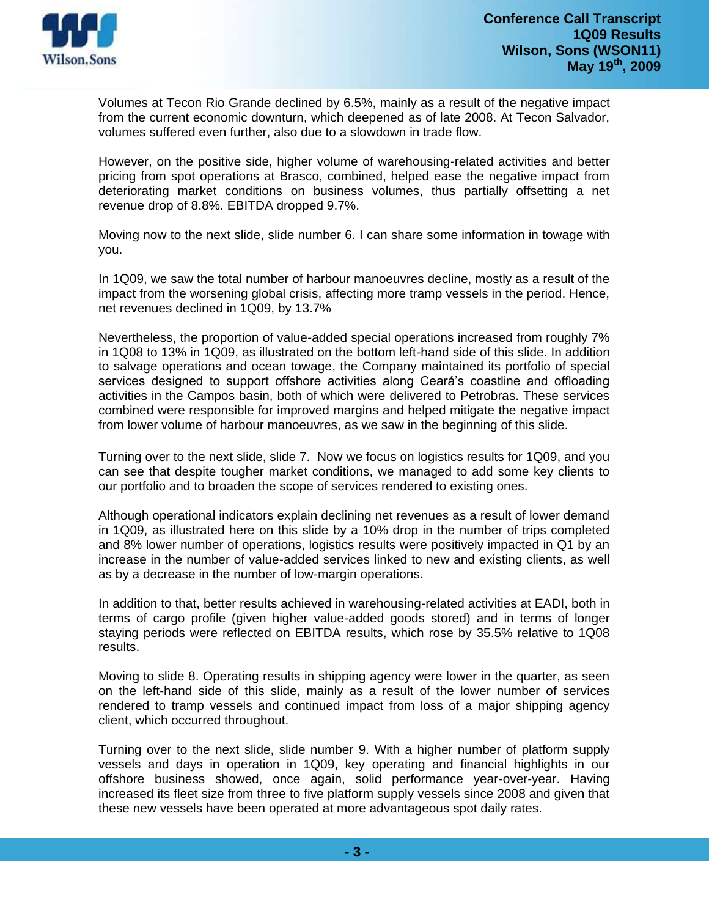Volumes at Tecon Rio Grande declined by 6.5%, mainly as a result of the negative impact from the current economic downturn, which deepened as of late 2008. At Tecon Salvador, volumes suffered even further, also due to a slowdown in trade flow.

However, on the positive side, higher volume of warehousing-related activities and better pricing from spot operations at Brasco, combined, helped ease the negative impact from deteriorating market conditions on business volumes, thus partially offsetting a net revenue drop of 8.8%. EBITDA dropped 9.7%.

Moving now to the next slide, slide number 6. I can share some information in towage with you.

In 1Q09, we saw the total number of harbour manoeuvres decline, mostly as a result of the impact from the worsening global crisis, affecting more tramp vessels in the period. Hence, net revenues declined in 1Q09, by 13.7%

Nevertheless, the proportion of value-added special operations increased from roughly 7% in 1Q08 to 13% in 1Q09, as illustrated on the bottom left-hand side of this slide. In addition to salvage operations and ocean towage, the Company maintained its portfolio of special services designed to support offshore activities along Ceará's coastline and offloading activities in the Campos basin, both of which were delivered to Petrobras. These services combined were responsible for improved margins and helped mitigate the negative impact from lower volume of harbour manoeuvres, as we saw in the beginning of this slide.

Turning over to the next slide, slide 7. Now we focus on logistics results for 1Q09, and you can see that despite tougher market conditions, we managed to add some key clients to our portfolio and to broaden the scope of services rendered to existing ones.

Although operational indicators explain declining net revenues as a result of lower demand in 1Q09, as illustrated here on this slide by a 10% drop in the number of trips completed and 8% lower number of operations, logistics results were positively impacted in Q1 by an increase in the number of value-added services linked to new and existing clients, as well as by a decrease in the number of low-margin operations.

In addition to that, better results achieved in warehousing-related activities at EADI, both in terms of cargo profile (given higher value-added goods stored) and in terms of longer staying periods were reflected on EBITDA results, which rose by 35.5% relative to 1Q08 results.

Moving to slide 8. Operating results in shipping agency were lower in the quarter, as seen on the left-hand side of this slide, mainly as a result of the lower number of services rendered to tramp vessels and continued impact from loss of a major shipping agency client, which occurred throughout.

Turning over to the next slide, slide number 9. With a higher number of platform supply vessels and days in operation in 1Q09, key operating and financial highlights in our offshore business showed, once again, solid performance year-over-year. Having increased its fleet size from three to five platform supply vessels since 2008 and given that these new vessels have been operated at more advantageous spot daily rates.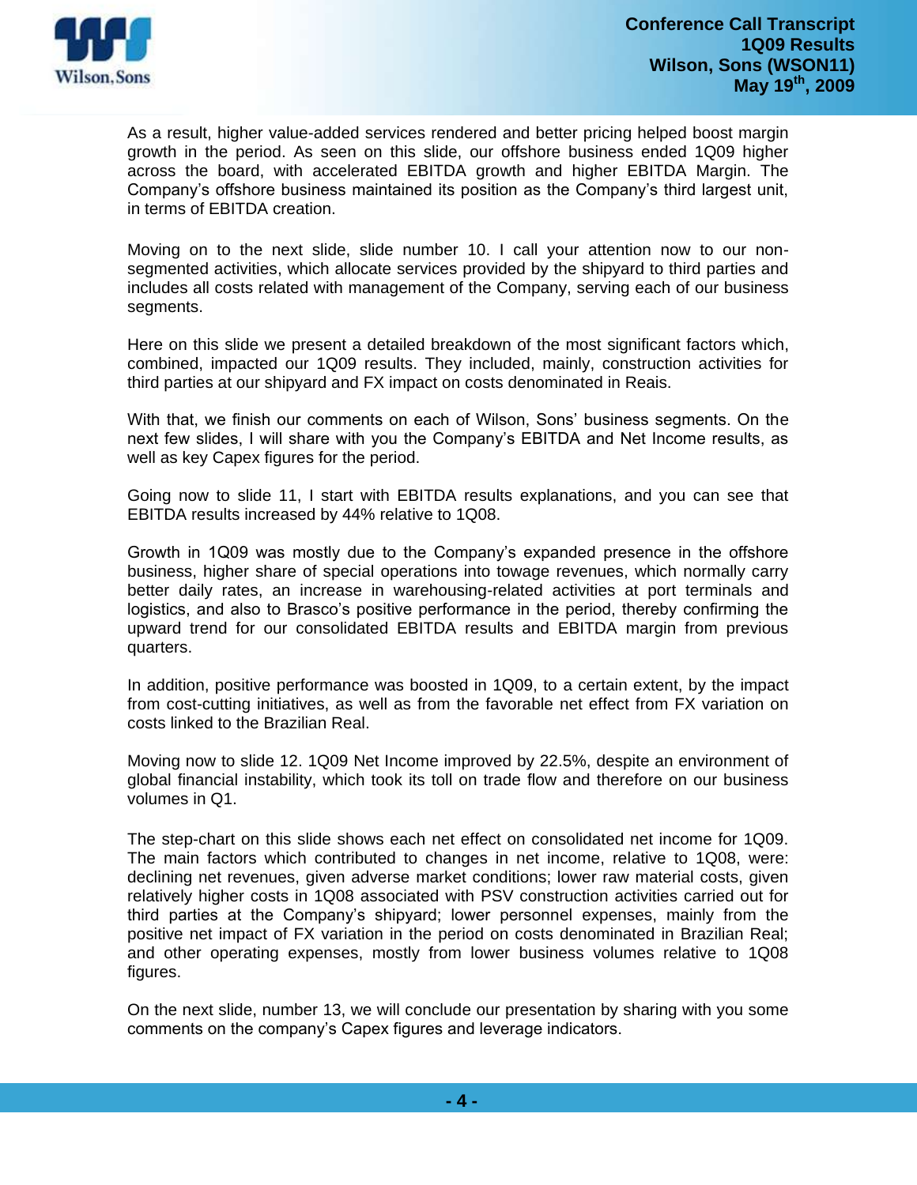As a result, higher value-added services rendered and better pricing helped boost margin growth in the period. As seen on this slide, our offshore business ended 1Q09 higher across the board, with accelerated EBITDA growth and higher EBITDA Margin. The Company's offshore business maintained its position as the Company's third largest unit, in terms of EBITDA creation.

Moving on to the next slide, slide number 10. I call your attention now to our non-segmented activities, which allocate services provided by the shipyard to third parties and includes all costs related with management of the Company, serving each of our business segments.

Here on this slide we present a detailed breakdown of the most significant factors which, combined, impacted our 1Q09 results. They included, mainly, construction activities for third parties at our shipyard and FX impact on costs denominated in Reais.

With that, we finish our comments on each of Wilson, Sons' business segments. On the next few slides, I will share with you the Company's EBITDA and Net Income results, as well as key Capex figures for the period.

Going now to slide 11, I start with EBITDA results explanations, and you can see that EBITDA results increased by 44% relative to 1Q08.

Growth in 1Q09 was mostly due to the Company's expanded presence in the offshore business, higher share of special operations into towage revenues, which normally carry better daily rates, an increase in warehousing-related activities at port terminals and logistics, and also to Brasco's positive performance in the period, thereby confirming the upward trend for our consolidated EBITDA results and EBITDA margin from previous quarters.

In addition, positive performance was boosted in 1Q09, to a certain extent, by the impact from cost-cutting initiatives, as well as from the favorable net effect from FX variation on costs linked to the Brazilian Real.

Moving now to slide 12. 1Q09 Net Income improved by 22.5%, despite an environment of global financial instability, which took its toll on trade flow and therefore on our business volumes in Q1.

The step-chart on this slide shows each net effect on consolidated net income for 1Q09. The main factors which contributed to changes in net income, relative to 1Q08, were: declining net revenues, given adverse market conditions; lower raw material costs, given relatively higher costs in 1Q08 associated with PSV construction activities carried out for third parties at the Company's shipyard; lower personnel expenses, mainly from the positive net impact of FX variation in the period on costs denominated in Brazilian Real; and other operating expenses, mostly from lower business volumes relative to 1Q08 figures.

On the next slide, number 13, we will conclude our presentation by sharing with you some comments on the company's Capex figures and leverage indicators.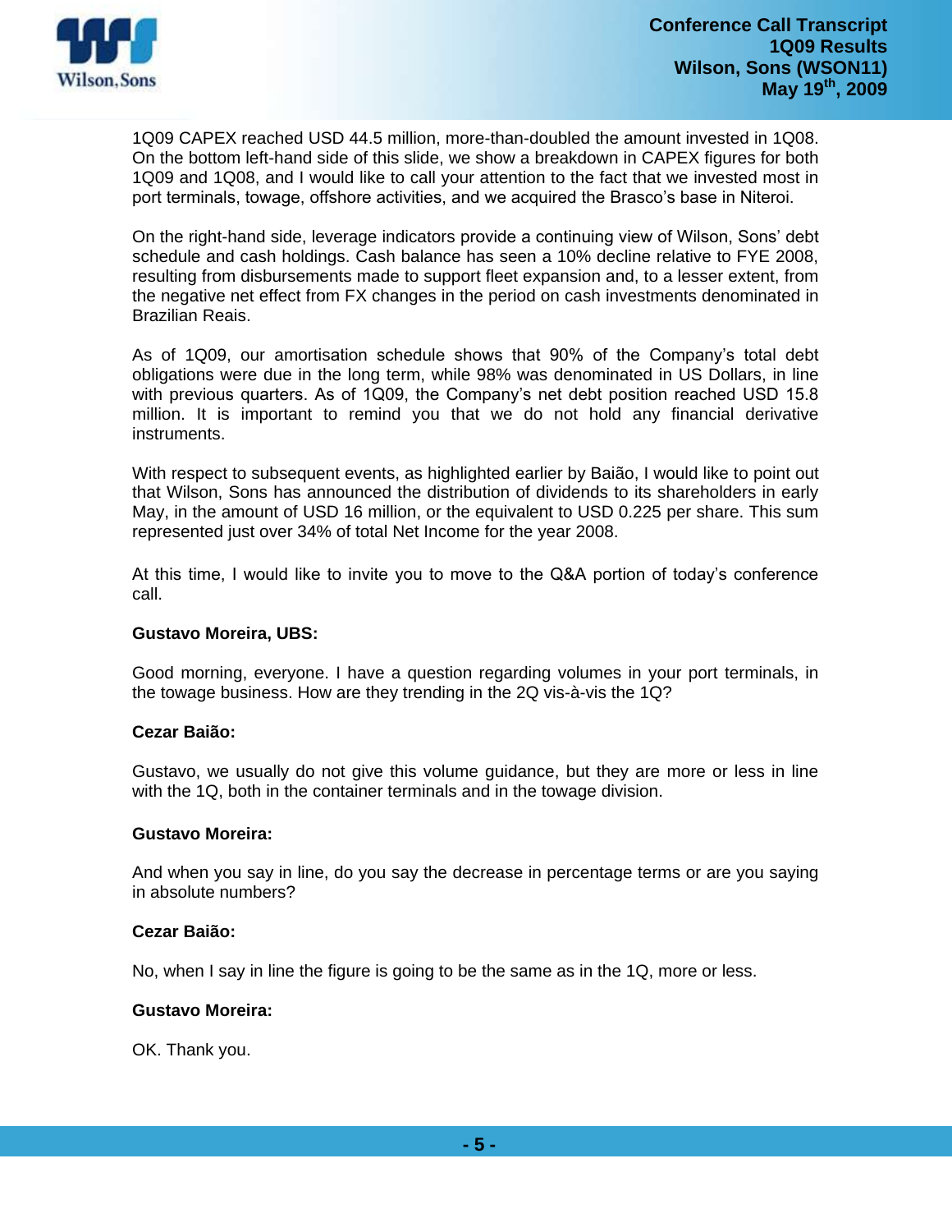1Q09 CAPEX reached USD 44.5 million, more-than-doubled the amount invested in 1Q08. On the bottom left-hand side of this slide, we show a breakdown in CAPEX figures for both 1Q09 and 1Q08, and I would like to call your attention to the fact that we invested most in port terminals, towage, offshore activities, and we acquired the Brasco's base in Niteroi.

On the right-hand side, leverage indicators provide a continuing view of Wilson, Sons' debt schedule and cash holdings. Cash balance has seen a 10% decline relative to FYE 2008, resulting from disbursements made to support fleet expansion and, to a lesser extent, from the negative net effect from FX changes in the period on cash investments denominated in Brazilian Reais.

As of 1Q09, our amortisation schedule shows that 90% of the Company's total debt obligations were due in the long term, while 98% was denominated in US Dollars, in line with previous quarters. As of 1Q09, the Company's net debt position reached USD 15.8 million. It is important to remind you that we do not hold any financial derivative instruments.

With respect to subsequent events, as highlighted earlier by Baião, I would like to point out that Wilson, Sons has announced the distribution of dividends to its shareholders in early May, in the amount of USD 16 million, or the equivalent to USD 0.225 per share. This sum represented just over 34% of total Net Income for the year 2008.

At this time, I would like to invite you to move to the Q&A portion of today's conference call.

**Gustavo Moreira, UBS:**

Good morning, everyone. I have a question regarding volumes in your port terminals, in the towage business. How are they trending in the 2Q vis-à-vis the 1Q?

**Cezar Baião:**

Gustavo, we usually do not give this volume guidance, but they are more or less in line with the 1Q, both in the container terminals and in the towage division.

**Gustavo Moreira:**

And when you say in line, do you say the decrease in percentage terms or are you saying in absolute numbers?

**Cezar Baião:**

No, when I say in line the figure is going to be the same as in the 1Q, more or less.

**Gustavo Moreira:**

OK. Thank you.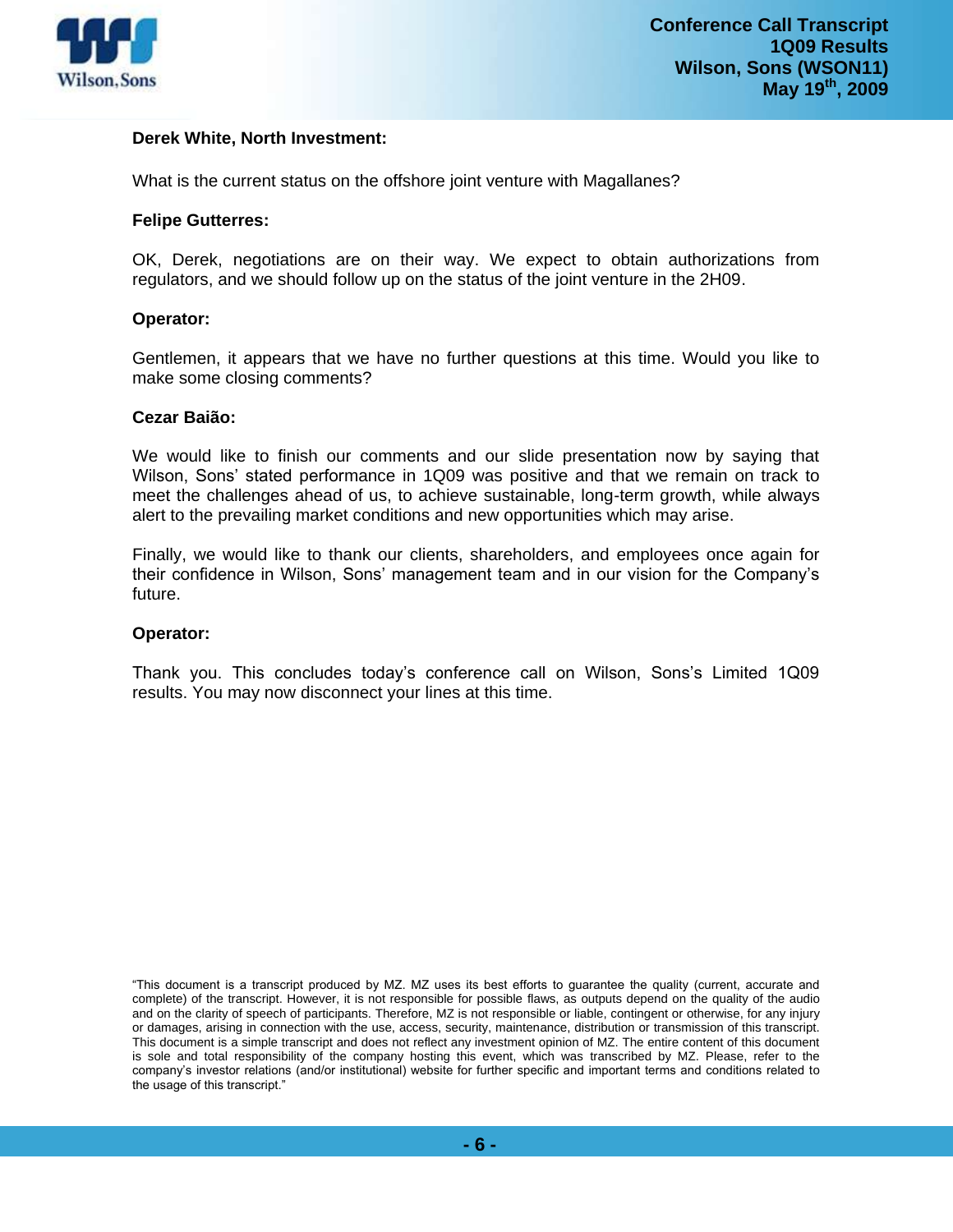**Derek White, North Investment:**

What is the current status on the offshore joint venture with Magallanes?

**Felipe Gutterres:**

OK, Derek, negotiations are on their way. We expect to obtain authorizations from regulators, and we should follow up on the status of the joint venture in the 2H09.

**Operator:**

Gentlemen, it appears that we have no further questions at this time. Would you like to make some closing comments?

**Cezar Baião:**

We would like to finish our comments and our slide presentation now by saying that Wilson, Sons' stated performance in 1Q09 was positive and that we remain on track to meet the challenges ahead of us, to achieve sustainable, long-term growth, while always alert to the prevailing market conditions and new opportunities which may arise.

Finally, we would like to thank our clients, shareholders, and employees once again for their confidence in Wilson, Sons' management team and in our vision for the Company's future.

**Operator:**

Thank you. This concludes today's conference call on Wilson, Sons's Limited 1Q09 results. You may now disconnect your lines at this time.

"This document is a transcript produced by MZ. MZ uses its best efforts to guarantee the quality (current, accurate and complete) of the transcript. However, it is not responsible for possible flaws, as outputs depend on the quality of the audio and on the clarity of speech of participants. Therefore, MZ is not responsible or liable, contingent or otherwise, for any injury or damages, arising in connection with the use, access, security, maintenance, distribution or transmission of this transcript. This document is a simple transcript and does not reflect any investment opinion of MZ. The entire content of this document is sole and total responsibility of the company hosting this event, which was transcribed by MZ. Please, refer to the company's investor relations (and/or institutional) website for further specific and important terms and conditions related to the usage of this transcript."